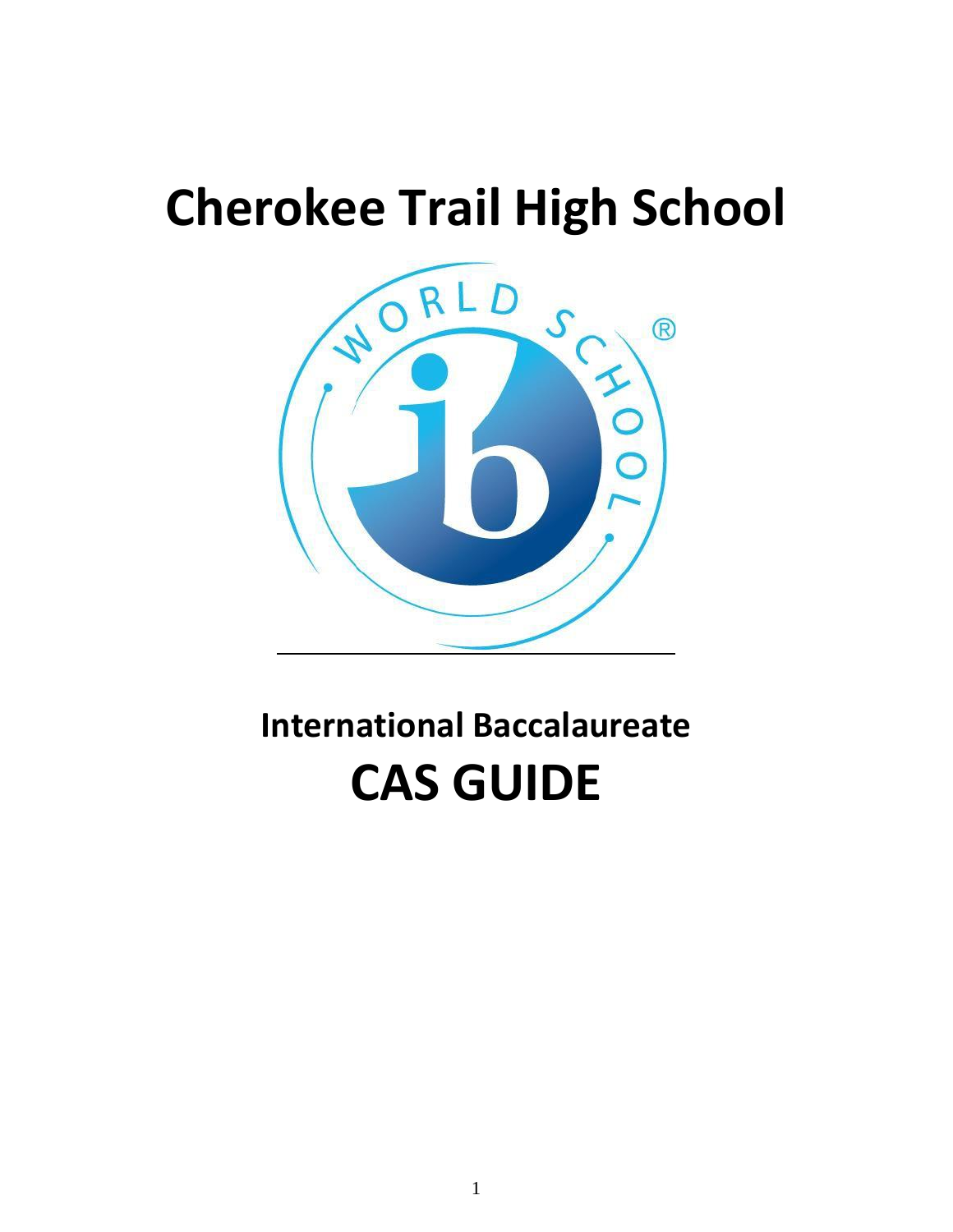# Cherokee Trail High School

## International Baccalaureate

# CAS GUIDE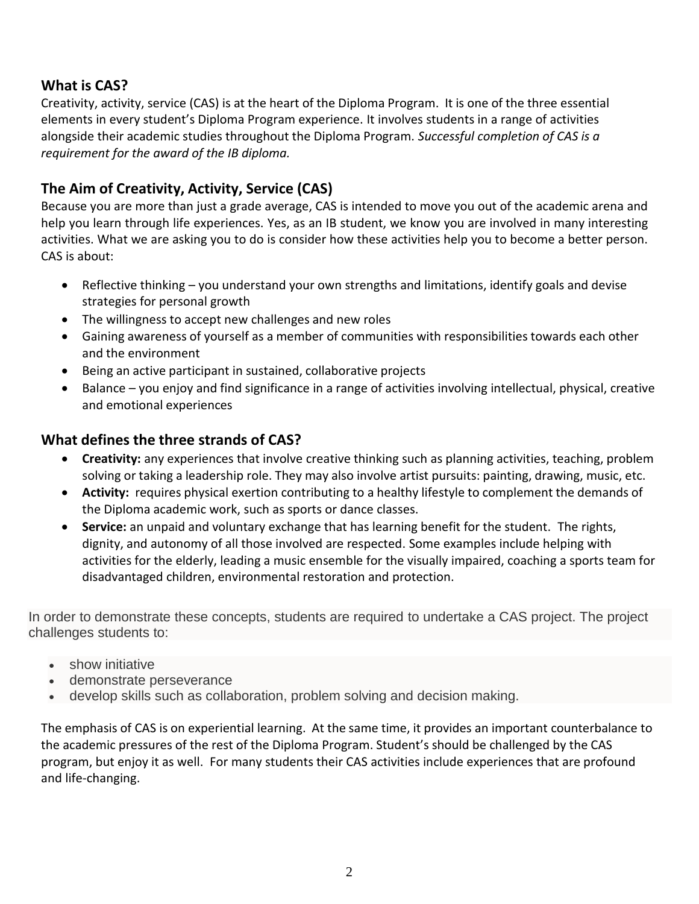## What is CAS?

Creativity, activity, service (CAS) is at the heart of the Diploma Program. It is one of the three essential elements in every student's Diploma Program experience. It involves students in a range of activities alongside their academic studies throughout the Diploma Program. *Successful completion of CAS is a requirement for the award of the IB diploma.*

## The Aim of Creativity, Activity, Service (CAS)

Because you are more than just a grade average, CAS is intended to move you out of the academic arena and help you learn through life experiences. Yes, as an IB student, we know you are involved in many interesting activities. What we are asking you to do is consider how these activities help you to become a better person. CAS is about:

- Reflective thinking – you understand your own strengths and limitations, identify goals and devise strategies for personal growth
- The willingness to accept new challenges and new roles
- Gaining awareness of yourself as a member of communities with responsibilities towards each other and the environment
- Being an active participant in sustained, collaborative projects
- Balance – you enjoy and find significance in a range of activities involving intellectual, physical, creative and emotional experiences

## What defines the three strands of CAS?

- **Creativity:** any experiences that involve creative thinking such as planning activities, teaching, problem solving or taking a leadership role. They may also involve artist pursuits: painting, drawing, music, etc.
- **Activity:** requires physical exertion contributing to a healthy lifestyle to complement the demands of the Diploma academic work, such as sports or dance classes.
- **Service:** an unpaid and voluntary exchange that has learning benefit for the student. The rights, dignity, and autonomy of all those involved are respected. Some examples include helping with activities for the elderly, leading a music ensemble for the visually impaired, coaching a sports team for disadvantaged children, environmental restoration and protection.

In order to demonstrate these concepts, students are required to undertake a CAS project. The project challenges students to:

- show initiative
- demonstrate perseverance
- develop skills such as collaboration, problem solving and decision making.

The emphasis of CAS is on experiential learning. At the same time, it provides an important counterbalance to the academic pressures of the rest of the Diploma Program. Student's should be challenged by the CAS program, but enjoy it as well. For many students their CAS activities include experiences that are profound and life-changing.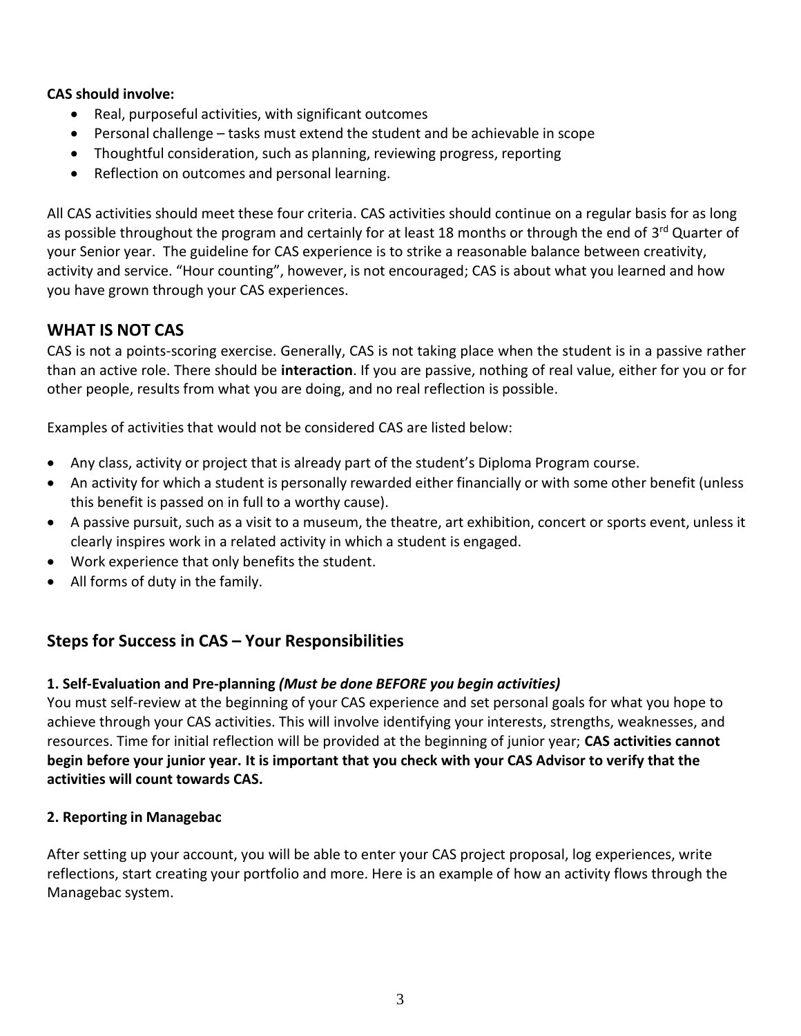**CAS should involve:**

- Real, purposeful activities, with significant outcomes
- Personal challenge – tasks must extend the student and be achievable in scope
- Thoughtful consideration, such as planning, reviewing progress, reporting
- Reflection on outcomes and personal learning.

All CAS activities should meet these four criteria. CAS activities should continue on a regular basis for as long as possible throughout the program and certainly for at least 18 months or through the end of 3rd Quarter of your Senior year. The guideline for CAS experience is to strike a reasonable balance between creativity, activity and service. "Hour counting", however, is not encouraged; CAS is about what you learned and how you have grown through your CAS experiences.

## WHAT IS NOT CAS

CAS is not a points-scoring exercise. Generally, CAS is not taking place when the student is in a passive rather than an active role. There should be **interaction**. If you are passive, nothing of real value, either for you or for other people, results from what you are doing, and no real reflection is possible.

Examples of activities that would not be considered CAS are listed below:

- Any class, activity or project that is already part of the student's Diploma Program course.
- An activity for which a student is personally rewarded either financially or with some other benefit (unless this benefit is passed on in full to a worthy cause).
- A passive pursuit, such as a visit to a museum, the theatre, art exhibition, concert or sports event, unless it clearly inspires work in a related activity in which a student is engaged.
- Work experience that only benefits the student.
- All forms of duty in the family.

## Steps for Success in CAS – Your Responsibilities

### 1. Self-Evaluation and Pre-planning *(Must be done BEFORE you begin activities)*

You must self-review at the beginning of your CAS experience and set personal goals for what you hope to achieve through your CAS activities. This will involve identifying your interests, strengths, weaknesses, and resources. Time for initial reflection will be provided at the beginning of junior year; **CAS activities cannot begin before your junior year. It is important that you check with your CAS Advisor to verify that the activities will count towards CAS.**

### 2. Reporting in Managebac

After setting up your account, you will be able to enter your CAS project proposal, log experiences, write reflections, start creating your portfolio and more. Here is an example of how an activity flows through the Managebac system.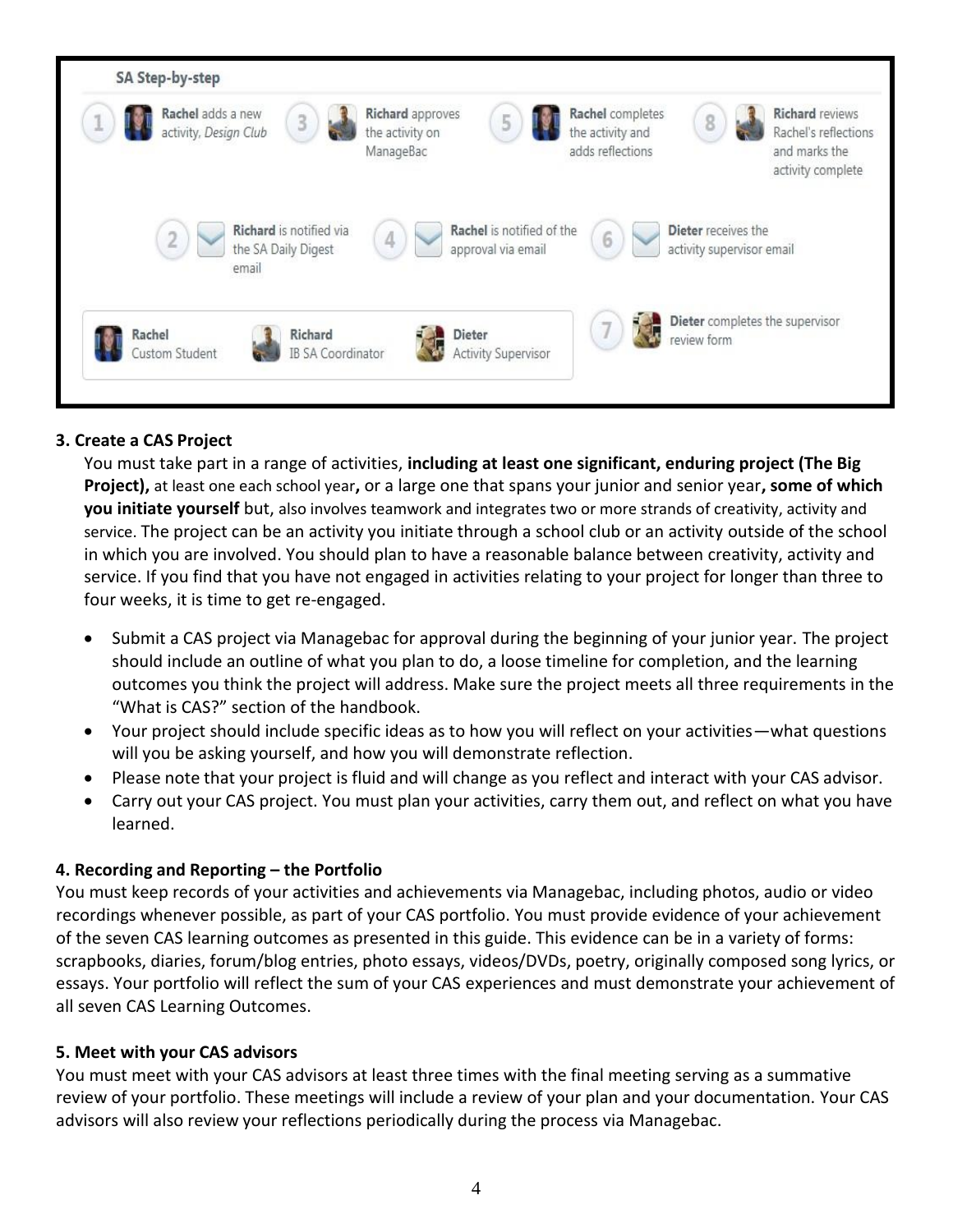**SA Step-by-step**

1. **Rachel** adds a new activity, *Design Club*
2. **Richard** is notified via the SA Daily Digest email
3. **Richard** approves the activity on ManageBac
4. **Rachel** is notified of the approval via email
5. **Rachel** completes the activity and adds reflections
6. **Dieter** receives the activity supervisor email
7. **Dieter** completes the supervisor review form
8. **Richard** reviews Rachel's reflections and marks the activity complete

**Rachel** – Custom Student
**Richard** – IB SA Coordinator
**Dieter** – Activity Supervisor

### 3. Create a CAS Project

You must take part in a range of activities, **including at least one significant, enduring project (The Big Project),** at least one each school year**,** or a large one that spans your junior and senior year**, some of which you initiate yourself** but, also involves teamwork and integrates two or more strands of creativity, activity and service. The project can be an activity you initiate through a school club or an activity outside of the school in which you are involved. You should plan to have a reasonable balance between creativity, activity and service. If you find that you have not engaged in activities relating to your project for longer than three to four weeks, it is time to get re-engaged.

- Submit a CAS project via Managebac for approval during the beginning of your junior year. The project should include an outline of what you plan to do, a loose timeline for completion, and the learning outcomes you think the project will address. Make sure the project meets all three requirements in the "What is CAS?" section of the handbook.
- Your project should include specific ideas as to how you will reflect on your activities—what questions will you be asking yourself, and how you will demonstrate reflection.
- Please note that your project is fluid and will change as you reflect and interact with your CAS advisor.
- Carry out your CAS project. You must plan your activities, carry them out, and reflect on what you have learned.

### 4. Recording and Reporting – the Portfolio

You must keep records of your activities and achievements via Managebac, including photos, audio or video recordings whenever possible, as part of your CAS portfolio. You must provide evidence of your achievement of the seven CAS learning outcomes as presented in this guide. This evidence can be in a variety of forms: scrapbooks, diaries, forum/blog entries, photo essays, videos/DVDs, poetry, originally composed song lyrics, or essays. Your portfolio will reflect the sum of your CAS experiences and must demonstrate your achievement of all seven CAS Learning Outcomes.

### 5. Meet with your CAS advisors

You must meet with your CAS advisors at least three times with the final meeting serving as a summative review of your portfolio. These meetings will include a review of your plan and your documentation. Your CAS advisors will also review your reflections periodically during the process via Managebac.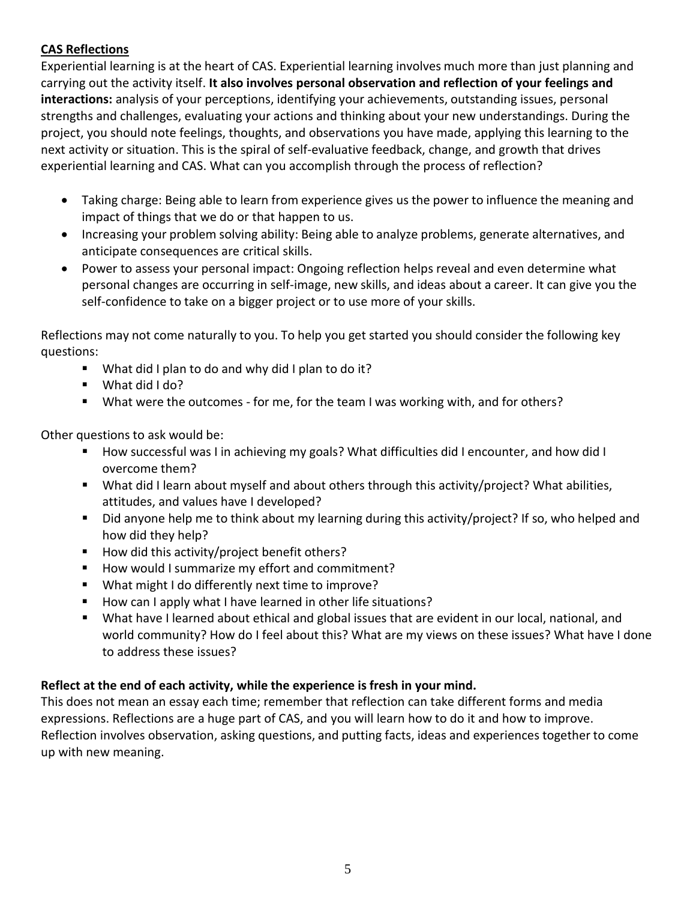**<u>CAS Reflections</u>**

Experiential learning is at the heart of CAS. Experiential learning involves much more than just planning and carrying out the activity itself. **It also involves personal observation and reflection of your feelings and interactions:** analysis of your perceptions, identifying your achievements, outstanding issues, personal strengths and challenges, evaluating your actions and thinking about your new understandings. During the project, you should note feelings, thoughts, and observations you have made, applying this learning to the next activity or situation. This is the spiral of self-evaluative feedback, change, and growth that drives experiential learning and CAS. What can you accomplish through the process of reflection?

- Taking charge: Being able to learn from experience gives us the power to influence the meaning and impact of things that we do or that happen to us.
- Increasing your problem solving ability: Being able to analyze problems, generate alternatives, and anticipate consequences are critical skills.
- Power to assess your personal impact: Ongoing reflection helps reveal and even determine what personal changes are occurring in self-image, new skills, and ideas about a career. It can give you the self-confidence to take on a bigger project or to use more of your skills.

Reflections may not come naturally to you. To help you get started you should consider the following key questions:

- What did I plan to do and why did I plan to do it?
- What did I do?
- What were the outcomes - for me, for the team I was working with, and for others?

Other questions to ask would be:

- How successful was I in achieving my goals? What difficulties did I encounter, and how did I overcome them?
- What did I learn about myself and about others through this activity/project? What abilities, attitudes, and values have I developed?
- Did anyone help me to think about my learning during this activity/project? If so, who helped and how did they help?
- How did this activity/project benefit others?
- How would I summarize my effort and commitment?
- What might I do differently next time to improve?
- How can I apply what I have learned in other life situations?
- What have I learned about ethical and global issues that are evident in our local, national, and world community? How do I feel about this? What are my views on these issues? What have I done to address these issues?

**Reflect at the end of each activity, while the experience is fresh in your mind.**

This does not mean an essay each time; remember that reflection can take different forms and media expressions. Reflections are a huge part of CAS, and you will learn how to do it and how to improve. Reflection involves observation, asking questions, and putting facts, ideas and experiences together to come up with new meaning.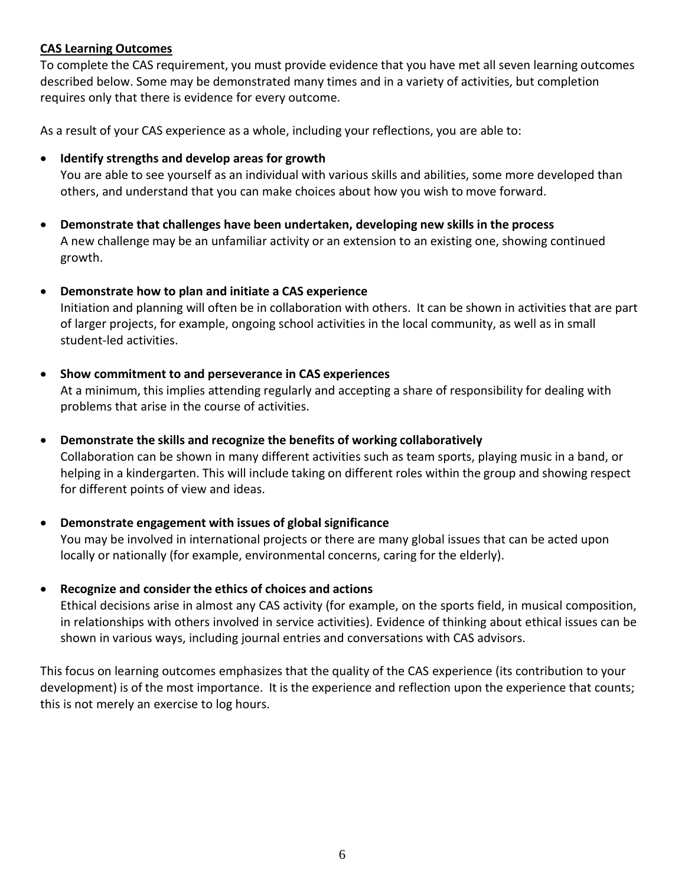## CAS Learning Outcomes

To complete the CAS requirement, you must provide evidence that you have met all seven learning outcomes described below. Some may be demonstrated many times and in a variety of activities, but completion requires only that there is evidence for every outcome.

As a result of your CAS experience as a whole, including your reflections, you are able to:

- **Identify strengths and develop areas for growth**
  You are able to see yourself as an individual with various skills and abilities, some more developed than others, and understand that you can make choices about how you wish to move forward.

- **Demonstrate that challenges have been undertaken, developing new skills in the process**
  A new challenge may be an unfamiliar activity or an extension to an existing one, showing continued growth.

- **Demonstrate how to plan and initiate a CAS experience**
  Initiation and planning will often be in collaboration with others. It can be shown in activities that are part of larger projects, for example, ongoing school activities in the local community, as well as in small student-led activities.

- **Show commitment to and perseverance in CAS experiences**
  At a minimum, this implies attending regularly and accepting a share of responsibility for dealing with problems that arise in the course of activities.

- **Demonstrate the skills and recognize the benefits of working collaboratively**
  Collaboration can be shown in many different activities such as team sports, playing music in a band, or helping in a kindergarten. This will include taking on different roles within the group and showing respect for different points of view and ideas.

- **Demonstrate engagement with issues of global significance**
  You may be involved in international projects or there are many global issues that can be acted upon locally or nationally (for example, environmental concerns, caring for the elderly).

- **Recognize and consider the ethics of choices and actions**
  Ethical decisions arise in almost any CAS activity (for example, on the sports field, in musical composition, in relationships with others involved in service activities). Evidence of thinking about ethical issues can be shown in various ways, including journal entries and conversations with CAS advisors.

This focus on learning outcomes emphasizes that the quality of the CAS experience (its contribution to your development) is of the most importance. It is the experience and reflection upon the experience that counts; this is not merely an exercise to log hours.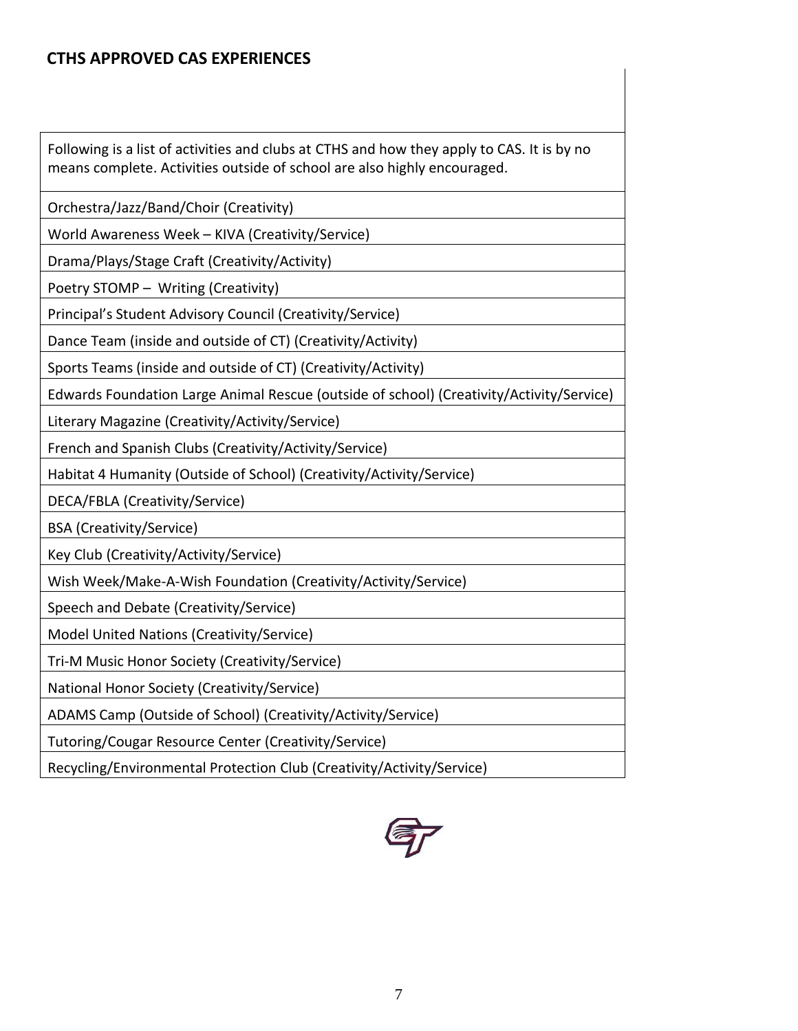## CTHS APPROVED CAS EXPERIENCES

| Following is a list of activities and clubs at CTHS and how they apply to CAS. It is by no means complete. Activities outside of school are also highly encouraged. |
|---|
| Orchestra/Jazz/Band/Choir (Creativity) |
| World Awareness Week – KIVA (Creativity/Service) |
| Drama/Plays/Stage Craft (Creativity/Activity) |
| Poetry STOMP – Writing (Creativity) |
| Principal's Student Advisory Council (Creativity/Service) |
| Dance Team (inside and outside of CT) (Creativity/Activity) |
| Sports Teams (inside and outside of CT) (Creativity/Activity) |
| Edwards Foundation Large Animal Rescue (outside of school) (Creativity/Activity/Service) |
| Literary Magazine (Creativity/Activity/Service) |
| French and Spanish Clubs (Creativity/Activity/Service) |
| Habitat 4 Humanity (Outside of School) (Creativity/Activity/Service) |
| DECA/FBLA (Creativity/Service) |
| BSA (Creativity/Service) |
| Key Club (Creativity/Activity/Service) |
| Wish Week/Make-A-Wish Foundation (Creativity/Activity/Service) |
| Speech and Debate (Creativity/Service) |
| Model United Nations (Creativity/Service) |
| Tri-M Music Honor Society (Creativity/Service) |
| National Honor Society (Creativity/Service) |
| ADAMS Camp (Outside of School) (Creativity/Activity/Service) |
| Tutoring/Cougar Resource Center (Creativity/Service) |
| Recycling/Environmental Protection Club (Creativity/Activity/Service) |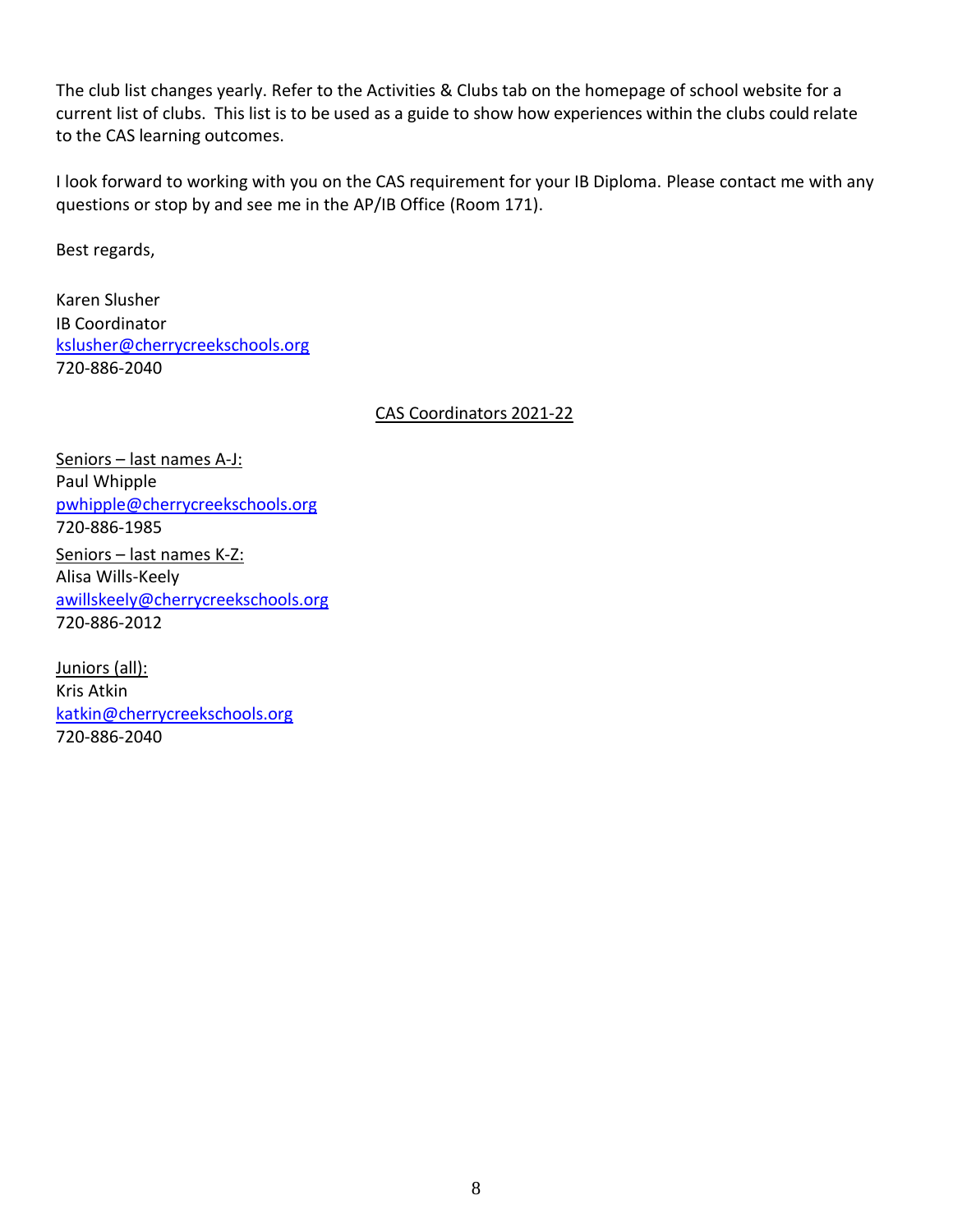The club list changes yearly. Refer to the Activities & Clubs tab on the homepage of school website for a current list of clubs. This list is to be used as a guide to show how experiences within the clubs could relate to the CAS learning outcomes.

I look forward to working with you on the CAS requirement for your IB Diploma. Please contact me with any questions or stop by and see me in the AP/IB Office (Room 171).

Best regards,

Karen Slusher
IB Coordinator
kslusher@cherrycreekschools.org
720-886-2040

## CAS Coordinators 2021-22

Seniors – last names A-J:
Paul Whipple
pwhipple@cherrycreekschools.org
720-886-1985

Seniors – last names K-Z:
Alisa Wills-Keely
awillskeely@cherrycreekschools.org
720-886-2012

Juniors (all):
Kris Atkin
katkin@cherrycreekschools.org
720-886-2040